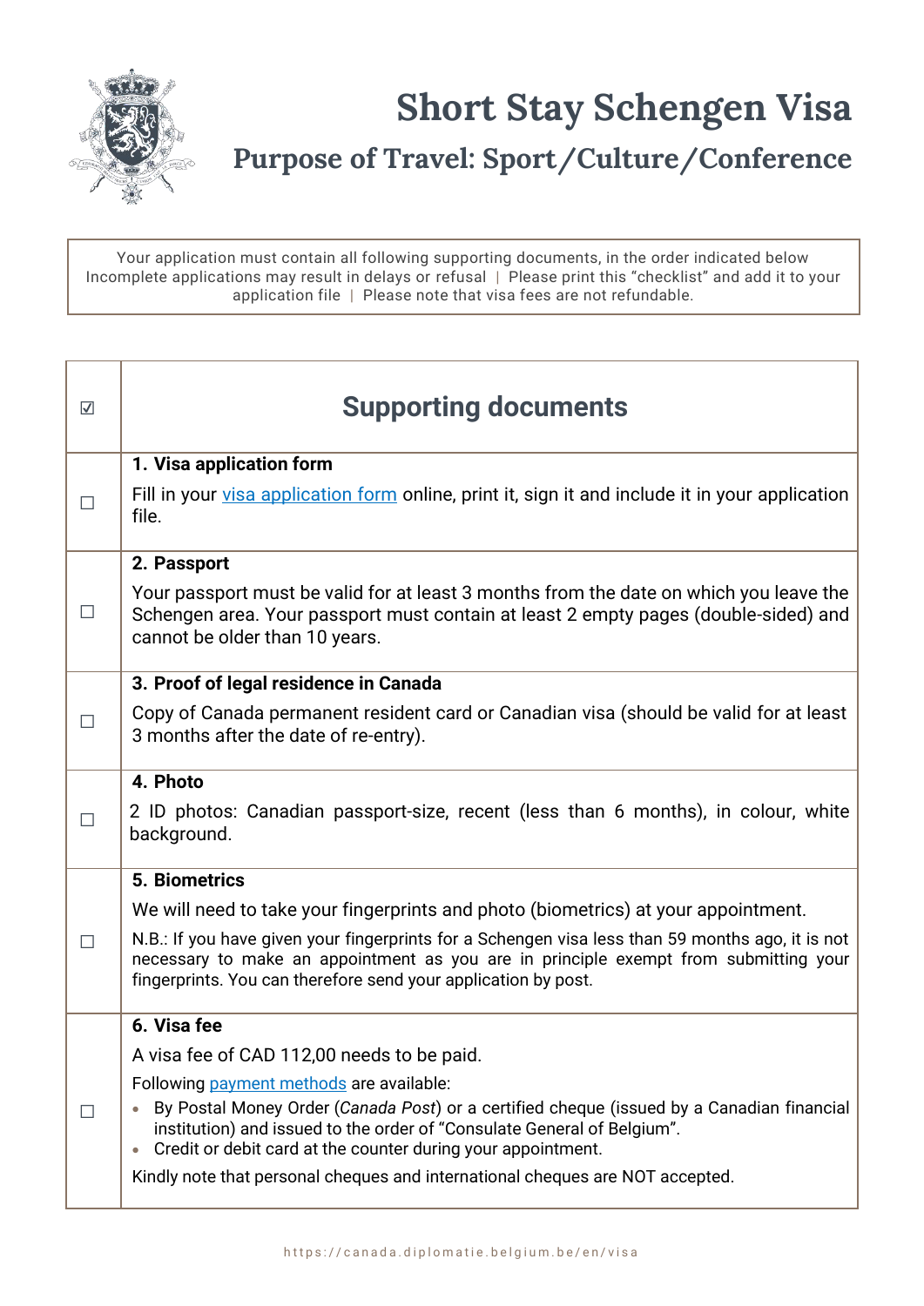# Short Stay Schengen Visa

## Purpose of Travel: Sport/Culture/Conference

Your application must contain all following supporting documents, in the order indicated below
Incomplete applications may result in delays or refusal | Please print this "checklist" and add it to your application file | Please note that visa fees are not refundable.

| ☑ | Supporting documents |
| --- | --- |
| ☐ | **1. Visa application form**<br>Fill in your visa application form online, print it, sign it and include it in your application file. |
| ☐ | **2. Passport**<br>Your passport must be valid for at least 3 months from the date on which you leave the Schengen area. Your passport must contain at least 2 empty pages (double-sided) and cannot be older than 10 years. |
| ☐ | **3. Proof of legal residence in Canada**<br>Copy of Canada permanent resident card or Canadian visa (should be valid for at least 3 months after the date of re-entry). |
| ☐ | **4. Photo**<br>2 ID photos: Canadian passport-size, recent (less than 6 months), in colour, white background. |
| ☐ | **5. Biometrics**<br>We will need to take your fingerprints and photo (biometrics) at your appointment.<br>N.B.: If you have given your fingerprints for a Schengen visa less than 59 months ago, it is not necessary to make an appointment as you are in principle exempt from submitting your fingerprints. You can therefore send your application by post. |
| ☐ | **6. Visa fee**<br>A visa fee of CAD 112,00 needs to be paid.<br>Following payment methods are available:<br>• By Postal Money Order (*Canada Post*) or a certified cheque (issued by a Canadian financial institution) and issued to the order of "Consulate General of Belgium".<br>• Credit or debit card at the counter during your appointment.<br>Kindly note that personal cheques and international cheques are NOT accepted. |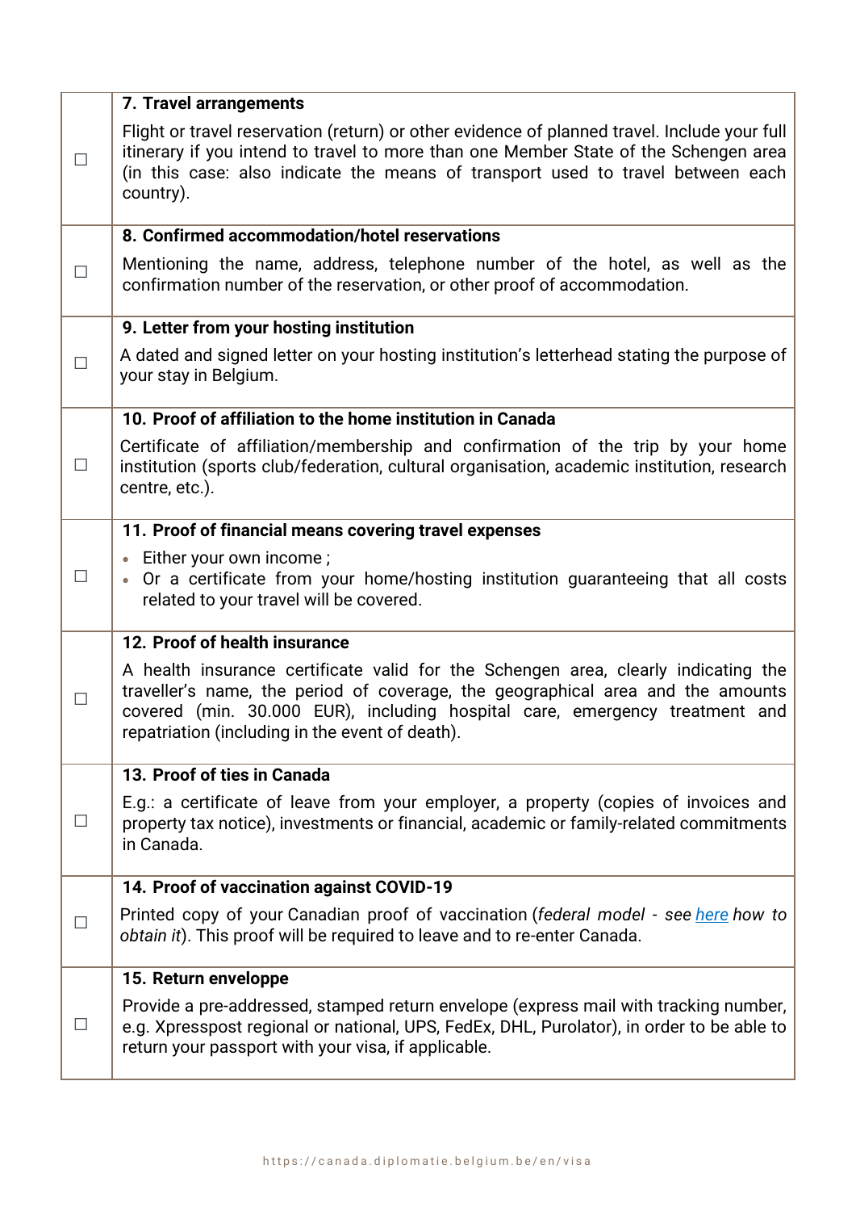| | |
|---|---|
| ☐ | **7. Travel arrangements**<br><br>Flight or travel reservation (return) or other evidence of planned travel. Include your full itinerary if you intend to travel to more than one Member State of the Schengen area (in this case: also indicate the means of transport used to travel between each country). |
| ☐ | **8. Confirmed accommodation/hotel reservations**<br><br>Mentioning the name, address, telephone number of the hotel, as well as the confirmation number of the reservation, or other proof of accommodation. |
| ☐ | **9. Letter from your hosting institution**<br><br>A dated and signed letter on your hosting institution's letterhead stating the purpose of your stay in Belgium. |
| ☐ | **10. Proof of affiliation to the home institution in Canada**<br><br>Certificate of affiliation/membership and confirmation of the trip by your home institution (sports club/federation, cultural organisation, academic institution, research centre, etc.). |
| ☐ | **11. Proof of financial means covering travel expenses**<br><br>• Either your own income ;<br>• Or a certificate from your home/hosting institution guaranteeing that all costs related to your travel will be covered. |
| ☐ | **12. Proof of health insurance**<br><br>A health insurance certificate valid for the Schengen area, clearly indicating the traveller's name, the period of coverage, the geographical area and the amounts covered (min. 30.000 EUR), including hospital care, emergency treatment and repatriation (including in the event of death). |
| ☐ | **13. Proof of ties in Canada**<br><br>E.g.: a certificate of leave from your employer, a property (copies of invoices and property tax notice), investments or financial, academic or family-related commitments in Canada. |
| ☐ | **14. Proof of vaccination against COVID-19**<br><br>Printed copy of your Canadian proof of vaccination (*federal model - see [here](#) how to obtain it*). This proof will be required to leave and to re-enter Canada. |
| ☐ | **15. Return enveloppe**<br><br>Provide a pre-addressed, stamped return envelope (express mail with tracking number, e.g. Xpresspost regional or national, UPS, FedEx, DHL, Purolator), in order to be able to return your passport with your visa, if applicable. |